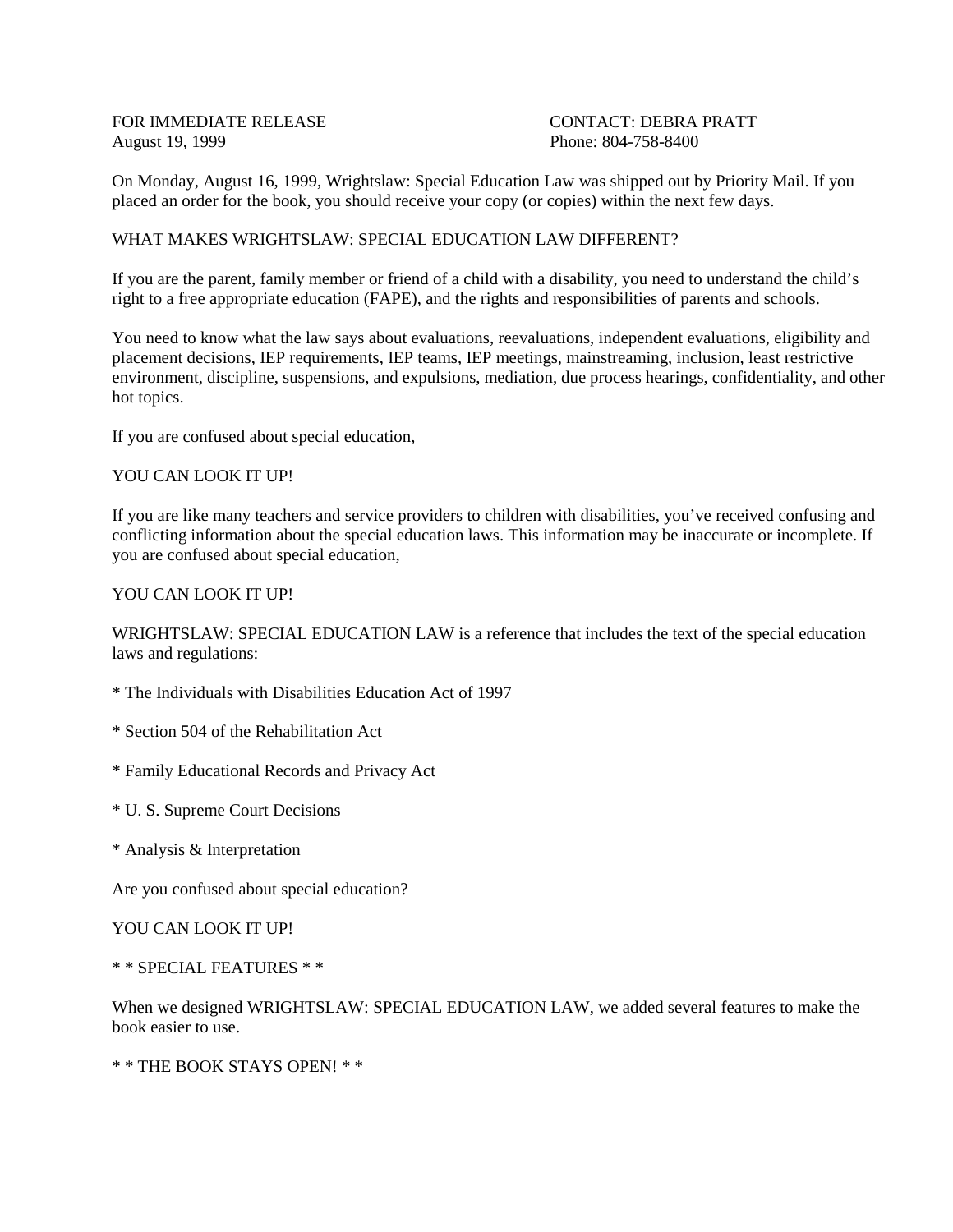FOR IMMEDIATE RELEASE
August 19, 1999

CONTACT: DEBRA PRATT
Phone: 804-758-8400

On Monday, August 16, 1999, Wrightslaw: Special Education Law was shipped out by Priority Mail. If you placed an order for the book, you should receive your copy (or copies) within the next few days.

WHAT MAKES WRIGHTSLAW: SPECIAL EDUCATION LAW DIFFERENT?

If you are the parent, family member or friend of a child with a disability, you need to understand the child's right to a free appropriate education (FAPE), and the rights and responsibilities of parents and schools.

You need to know what the law says about evaluations, reevaluations, independent evaluations, eligibility and placement decisions, IEP requirements, IEP teams, IEP meetings, mainstreaming, inclusion, least restrictive environment, discipline, suspensions, and expulsions, mediation, due process hearings, confidentiality, and other hot topics.

If you are confused about special education,

YOU CAN LOOK IT UP!

If you are like many teachers and service providers to children with disabilities, you've received confusing and conflicting information about the special education laws. This information may be inaccurate or incomplete. If you are confused about special education,

YOU CAN LOOK IT UP!

WRIGHTSLAW: SPECIAL EDUCATION LAW is a reference that includes the text of the special education laws and regulations:

* The Individuals with Disabilities Education Act of 1997

* Section 504 of the Rehabilitation Act

* Family Educational Records and Privacy Act

* U. S. Supreme Court Decisions

* Analysis & Interpretation

Are you confused about special education?

YOU CAN LOOK IT UP!

* * SPECIAL FEATURES * *

When we designed WRIGHTSLAW: SPECIAL EDUCATION LAW, we added several features to make the book easier to use.

* * THE BOOK STAYS OPEN! * *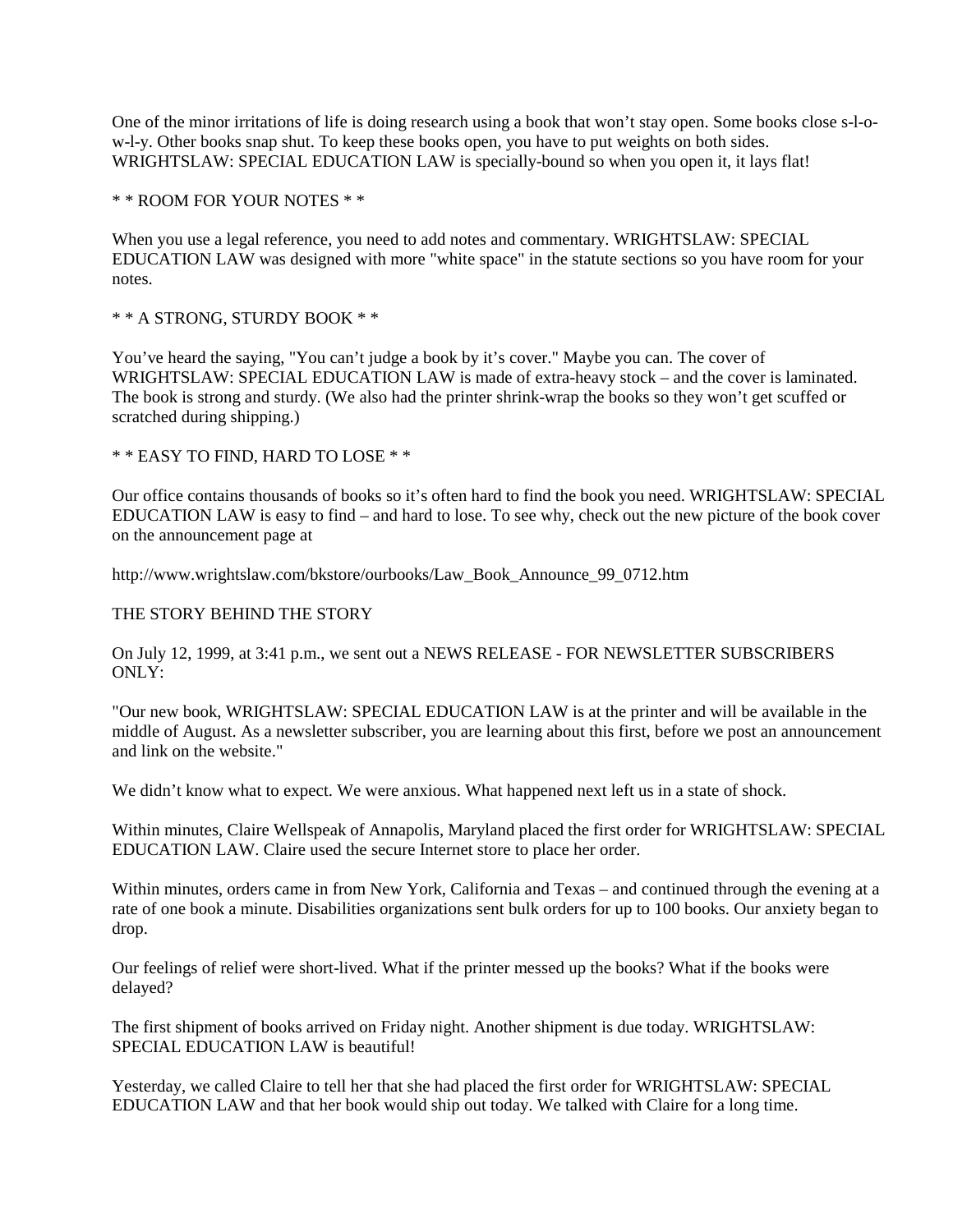One of the minor irritations of life is doing research using a book that won't stay open. Some books close s-l-o-w-l-y. Other books snap shut. To keep these books open, you have to put weights on both sides. WRIGHTSLAW: SPECIAL EDUCATION LAW is specially-bound so when you open it, it lays flat!

* * ROOM FOR YOUR NOTES * *

When you use a legal reference, you need to add notes and commentary. WRIGHTSLAW: SPECIAL EDUCATION LAW was designed with more "white space" in the statute sections so you have room for your notes.

* * A STRONG, STURDY BOOK * *

You've heard the saying, "You can't judge a book by it's cover." Maybe you can. The cover of WRIGHTSLAW: SPECIAL EDUCATION LAW is made of extra-heavy stock – and the cover is laminated. The book is strong and sturdy. (We also had the printer shrink-wrap the books so they won't get scuffed or scratched during shipping.)

* * EASY TO FIND, HARD TO LOSE * *

Our office contains thousands of books so it's often hard to find the book you need. WRIGHTSLAW: SPECIAL EDUCATION LAW is easy to find – and hard to lose. To see why, check out the new picture of the book cover on the announcement page at

http://www.wrightslaw.com/bkstore/ourbooks/Law_Book_Announce_99_0712.htm

THE STORY BEHIND THE STORY

On July 12, 1999, at 3:41 p.m., we sent out a NEWS RELEASE - FOR NEWSLETTER SUBSCRIBERS ONLY:

"Our new book, WRIGHTSLAW: SPECIAL EDUCATION LAW is at the printer and will be available in the middle of August. As a newsletter subscriber, you are learning about this first, before we post an announcement and link on the website."

We didn't know what to expect. We were anxious. What happened next left us in a state of shock.

Within minutes, Claire Wellspeak of Annapolis, Maryland placed the first order for WRIGHTSLAW: SPECIAL EDUCATION LAW. Claire used the secure Internet store to place her order.

Within minutes, orders came in from New York, California and Texas – and continued through the evening at a rate of one book a minute. Disabilities organizations sent bulk orders for up to 100 books. Our anxiety began to drop.

Our feelings of relief were short-lived. What if the printer messed up the books? What if the books were delayed?

The first shipment of books arrived on Friday night. Another shipment is due today. WRIGHTSLAW: SPECIAL EDUCATION LAW is beautiful!

Yesterday, we called Claire to tell her that she had placed the first order for WRIGHTSLAW: SPECIAL EDUCATION LAW and that her book would ship out today. We talked with Claire for a long time.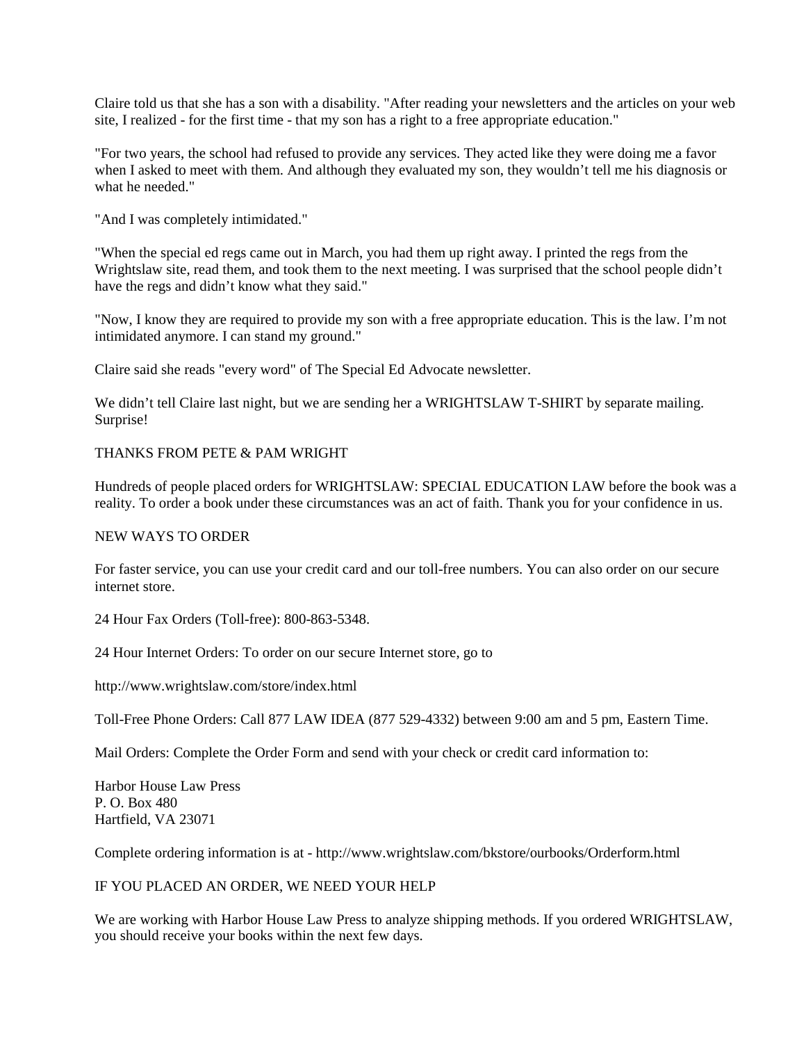Claire told us that she has a son with a disability. "After reading your newsletters and the articles on your web site, I realized - for the first time - that my son has a right to a free appropriate education."

"For two years, the school had refused to provide any services. They acted like they were doing me a favor when I asked to meet with them. And although they evaluated my son, they wouldn't tell me his diagnosis or what he needed."

"And I was completely intimidated."

"When the special ed regs came out in March, you had them up right away. I printed the regs from the Wrightslaw site, read them, and took them to the next meeting. I was surprised that the school people didn't have the regs and didn't know what they said."

"Now, I know they are required to provide my son with a free appropriate education. This is the law. I'm not intimidated anymore. I can stand my ground."

Claire said she reads "every word" of The Special Ed Advocate newsletter.

We didn't tell Claire last night, but we are sending her a WRIGHTSLAW T-SHIRT by separate mailing. Surprise!

THANKS FROM PETE & PAM WRIGHT

Hundreds of people placed orders for WRIGHTSLAW: SPECIAL EDUCATION LAW before the book was a reality. To order a book under these circumstances was an act of faith. Thank you for your confidence in us.

NEW WAYS TO ORDER

For faster service, you can use your credit card and our toll-free numbers. You can also order on our secure internet store.

24 Hour Fax Orders (Toll-free): 800-863-5348.

24 Hour Internet Orders: To order on our secure Internet store, go to

http://www.wrightslaw.com/store/index.html

Toll-Free Phone Orders: Call 877 LAW IDEA (877 529-4332) between 9:00 am and 5 pm, Eastern Time.

Mail Orders: Complete the Order Form and send with your check or credit card information to:

Harbor House Law Press  
P. O. Box 480  
Hartfield, VA 23071

Complete ordering information is at - http://www.wrightslaw.com/bkstore/ourbooks/Orderform.html

IF YOU PLACED AN ORDER, WE NEED YOUR HELP

We are working with Harbor House Law Press to analyze shipping methods. If you ordered WRIGHTSLAW, you should receive your books within the next few days.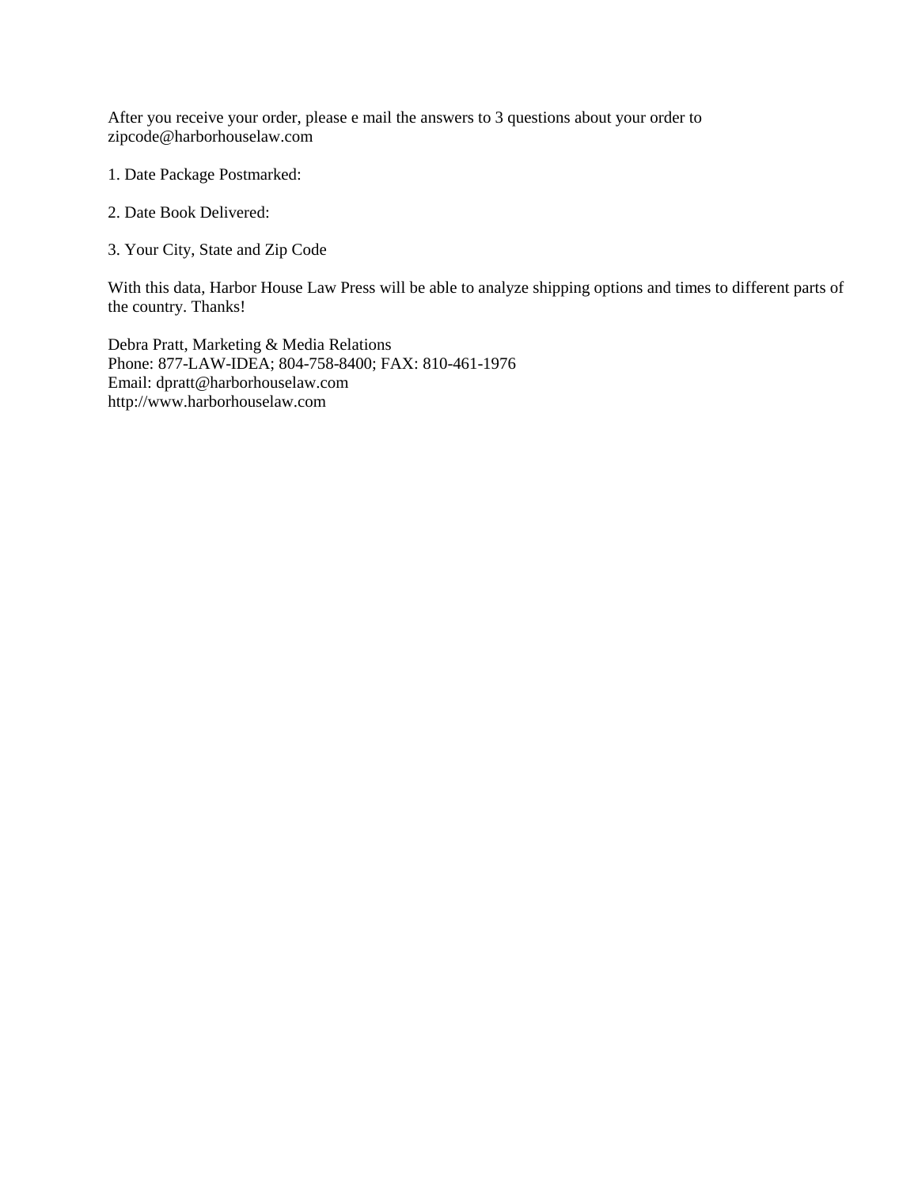After you receive your order, please e mail the answers to 3 questions about your order to zipcode@harborhouselaw.com

1. Date Package Postmarked:

2. Date Book Delivered:

3. Your City, State and Zip Code

With this data, Harbor House Law Press will be able to analyze shipping options and times to different parts of the country. Thanks!

Debra Pratt, Marketing & Media Relations  
Phone: 877-LAW-IDEA; 804-758-8400; FAX: 810-461-1976  
Email: dpratt@harborhouselaw.com  
http://www.harborhouselaw.com